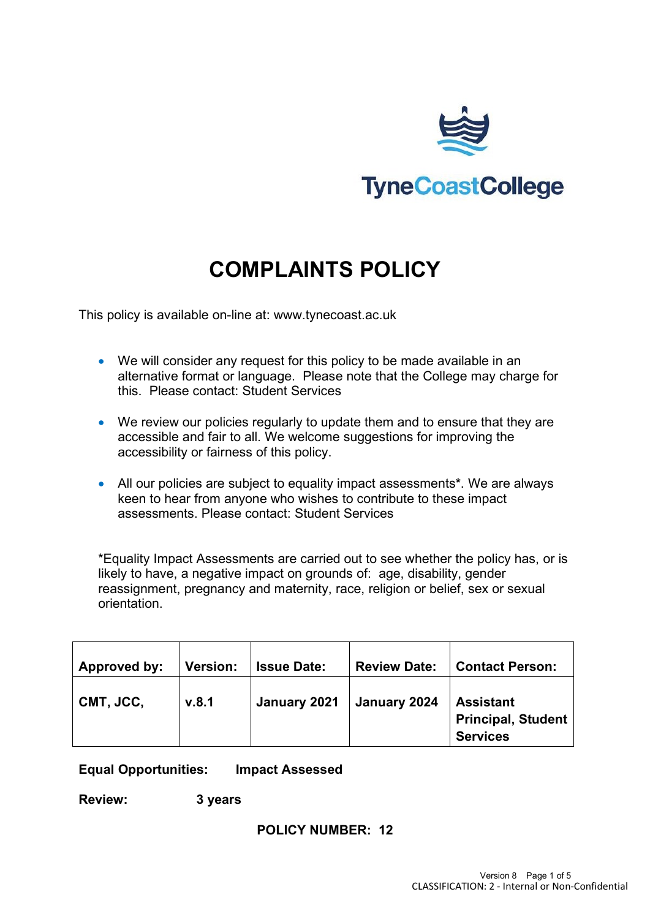TyneCoastCollege

# COMPLAINTS POLICY

This policy is available on-line at: www.tynecoast.ac.uk

- We will consider any request for this policy to be made available in an alternative format or language. Please note that the College may charge for this. Please contact: Student Services
- We review our policies regularly to update them and to ensure that they are accessible and fair to all. We welcome suggestions for improving the accessibility or fairness of this policy.
- All our policies are subject to equality impact assessments**\***. We are always keen to hear from anyone who wishes to contribute to these impact assessments. Please contact: Student Services

*Equality Impact Assessments are carried out to see whether the policy has, or is likely to have, a negative impact on grounds of: age, disability, gender reassignment, pregnancy and maternity, race, religion or belief, sex or sexual orientation.

| Approved by: | Version: | Issue Date: | Review Date: | Contact Person: |
|---|---|---|---|---|
| **CMT, JCC,** | **v.8.1** | **January 2021** | **January 2024** | **Assistant Principal, Student Services** |

**Equal Opportunities:** **Impact Assessed**

**Review:** **3 years**

**POLICY NUMBER: 12**

CLASSIFICATION: 2 - Internal or Non-Confidential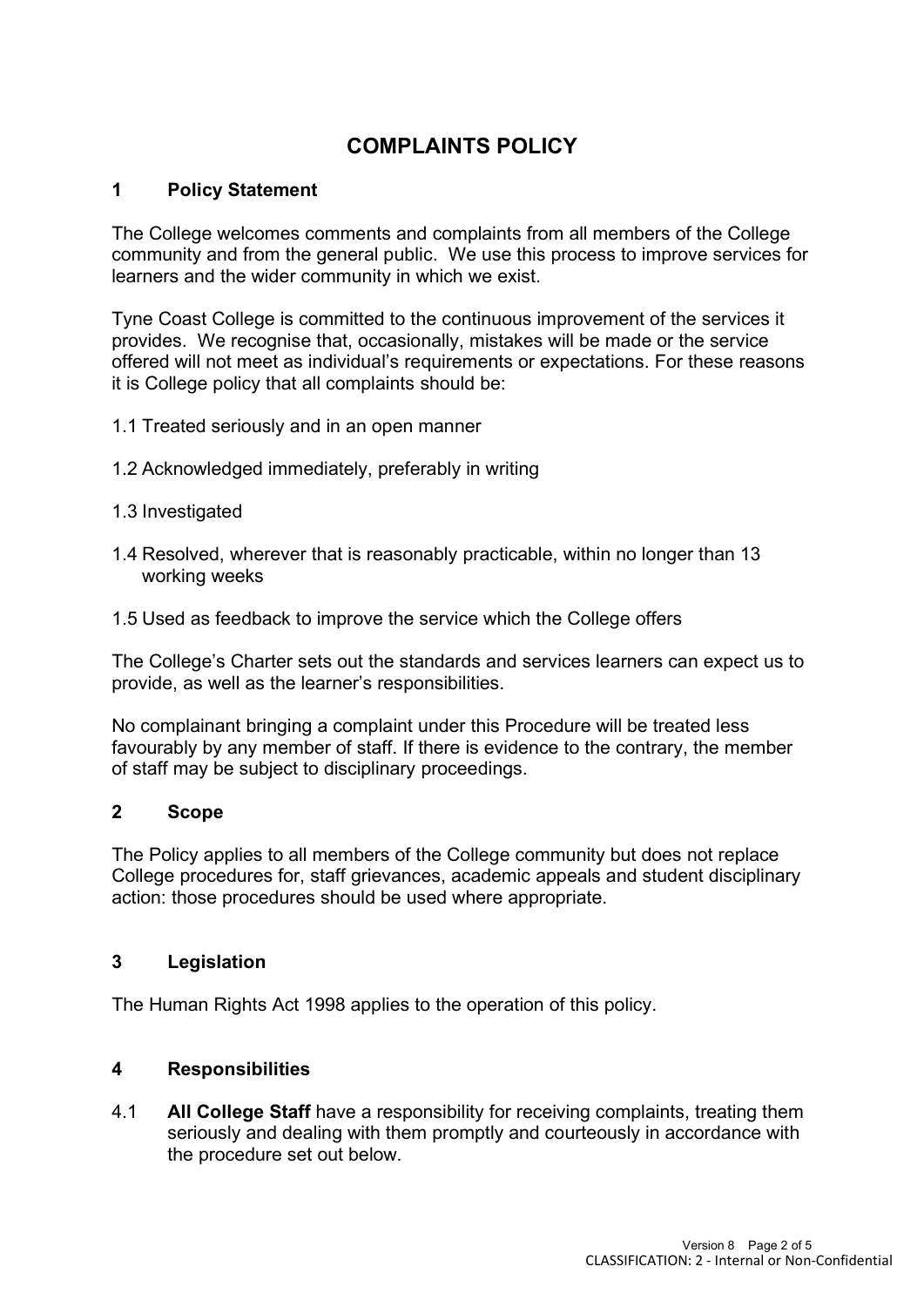# COMPLAINTS POLICY

## 1 Policy Statement

The College welcomes comments and complaints from all members of the College community and from the general public. We use this process to improve services for learners and the wider community in which we exist.

Tyne Coast College is committed to the continuous improvement of the services it provides. We recognise that, occasionally, mistakes will be made or the service offered will not meet as individual's requirements or expectations. For these reasons it is College policy that all complaints should be:

1.1 Treated seriously and in an open manner

1.2 Acknowledged immediately, preferably in writing

1.3 Investigated

1.4 Resolved, wherever that is reasonably practicable, within no longer than 13 working weeks

1.5 Used as feedback to improve the service which the College offers

The College's Charter sets out the standards and services learners can expect us to provide, as well as the learner's responsibilities.

No complainant bringing a complaint under this Procedure will be treated less favourably by any member of staff. If there is evidence to the contrary, the member of staff may be subject to disciplinary proceedings.

## 2 Scope

The Policy applies to all members of the College community but does not replace College procedures for, staff grievances, academic appeals and student disciplinary action: those procedures should be used where appropriate.

## 3 Legislation

The Human Rights Act 1998 applies to the operation of this policy.

## 4 Responsibilities

4.1 **All College Staff** have a responsibility for receiving complaints, treating them seriously and dealing with them promptly and courteously in accordance with the procedure set out below.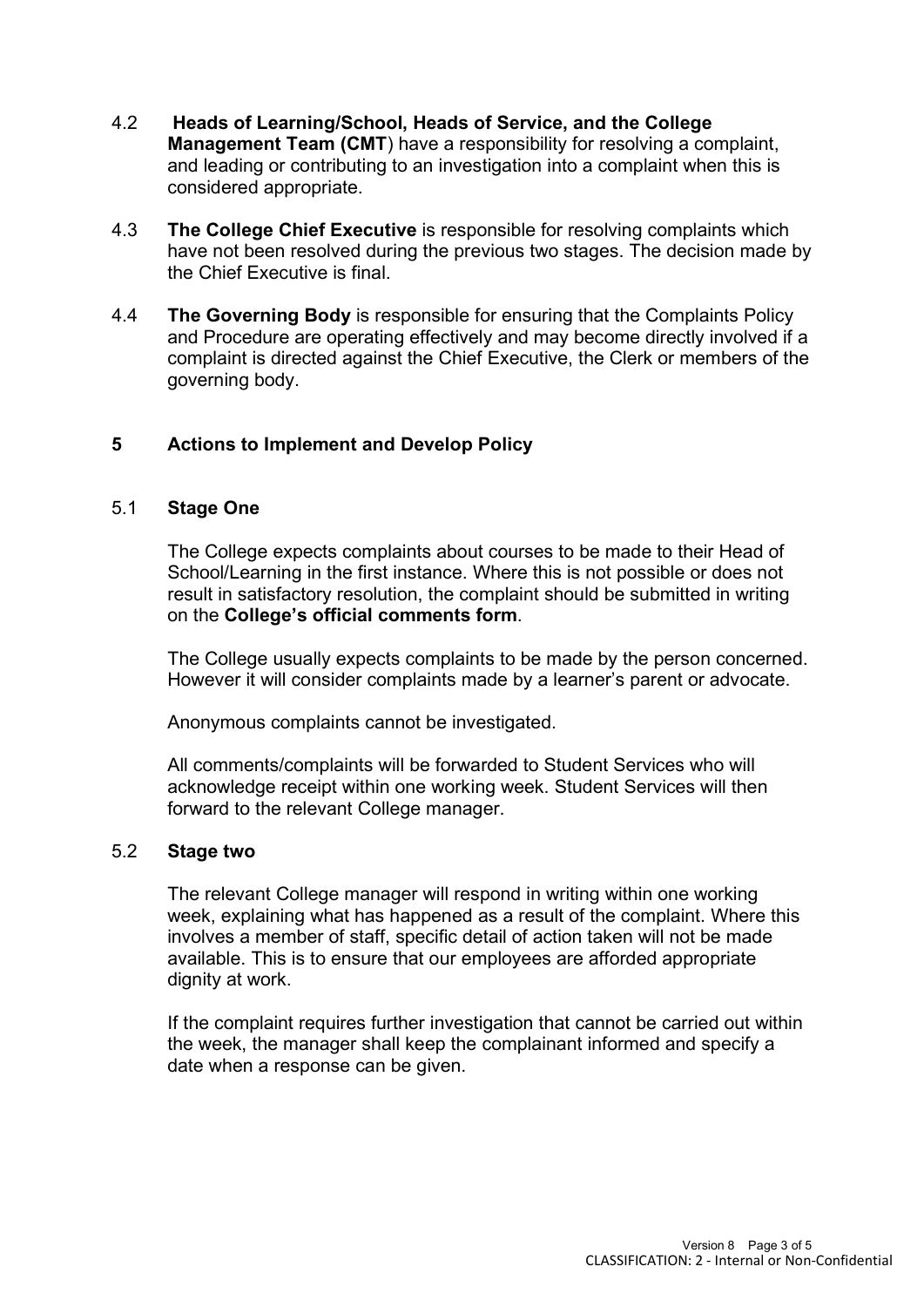4.2 **Heads of Learning/School, Heads of Service, and the College Management Team (CMT**) have a responsibility for resolving a complaint, and leading or contributing to an investigation into a complaint when this is considered appropriate.

4.3 **The College Chief Executive** is responsible for resolving complaints which have not been resolved during the previous two stages. The decision made by the Chief Executive is final.

4.4 **The Governing Body** is responsible for ensuring that the Complaints Policy and Procedure are operating effectively and may become directly involved if a complaint is directed against the Chief Executive, the Clerk or members of the governing body.

## 5 Actions to Implement and Develop Policy

### 5.1 Stage One

The College expects complaints about courses to be made to their Head of School/Learning in the first instance. Where this is not possible or does not result in satisfactory resolution, the complaint should be submitted in writing on the **College's official comments form**.

The College usually expects complaints to be made by the person concerned. However it will consider complaints made by a learner's parent or advocate.

Anonymous complaints cannot be investigated.

All comments/complaints will be forwarded to Student Services who will acknowledge receipt within one working week. Student Services will then forward to the relevant College manager.

### 5.2 Stage two

The relevant College manager will respond in writing within one working week, explaining what has happened as a result of the complaint. Where this involves a member of staff, specific detail of action taken will not be made available. This is to ensure that our employees are afforded appropriate dignity at work.

If the complaint requires further investigation that cannot be carried out within the week, the manager shall keep the complainant informed and specify a date when a response can be given.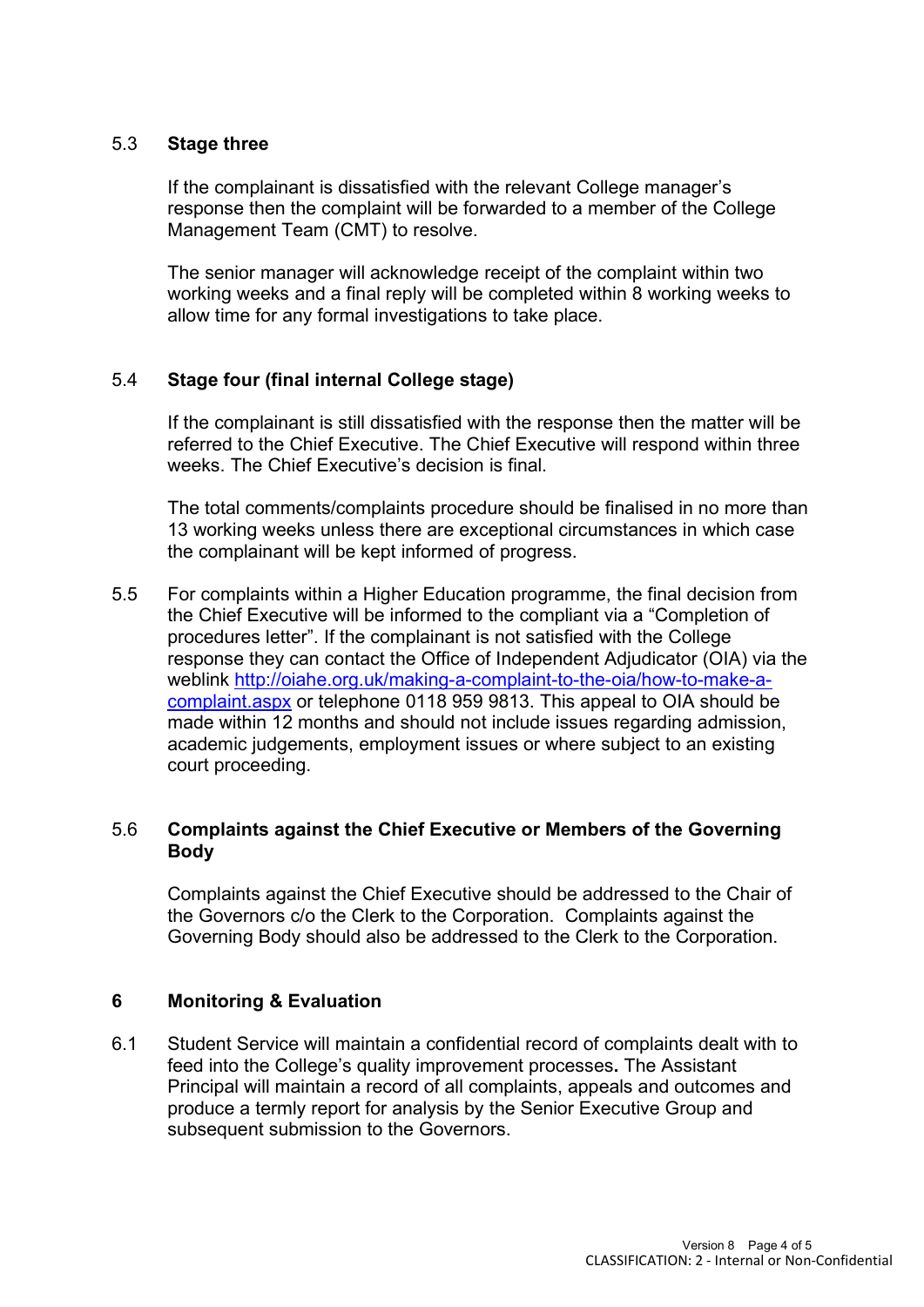### 5.3 Stage three

If the complainant is dissatisfied with the relevant College manager's response then the complaint will be forwarded to a member of the College Management Team (CMT) to resolve.

The senior manager will acknowledge receipt of the complaint within two working weeks and a final reply will be completed within 8 working weeks to allow time for any formal investigations to take place.

### 5.4 Stage four (final internal College stage)

If the complainant is still dissatisfied with the response then the matter will be referred to the Chief Executive. The Chief Executive will respond within three weeks. The Chief Executive's decision is final.

The total comments/complaints procedure should be finalised in no more than 13 working weeks unless there are exceptional circumstances in which case the complainant will be kept informed of progress.

5.5 For complaints within a Higher Education programme, the final decision from the Chief Executive will be informed to the compliant via a "Completion of procedures letter". If the complainant is not satisfied with the College response they can contact the Office of Independent Adjudicator (OIA) via the weblink [http://oiahe.org.uk/making-a-complaint-to-the-oia/how-to-make-a-complaint.aspx](http://oiahe.org.uk/making-a-complaint-to-the-oia/how-to-make-a-complaint.aspx) or telephone 0118 959 9813. This appeal to OIA should be made within 12 months and should not include issues regarding admission, academic judgements, employment issues or where subject to an existing court proceeding.

### 5.6 Complaints against the Chief Executive or Members of the Governing Body

Complaints against the Chief Executive should be addressed to the Chair of the Governors c/o the Clerk to the Corporation. Complaints against the Governing Body should also be addressed to the Clerk to the Corporation.

## 6 Monitoring & Evaluation

6.1 Student Service will maintain a confidential record of complaints dealt with to feed into the College's quality improvement processes**.** The Assistant Principal will maintain a record of all complaints, appeals and outcomes and produce a termly report for analysis by the Senior Executive Group and subsequent submission to the Governors.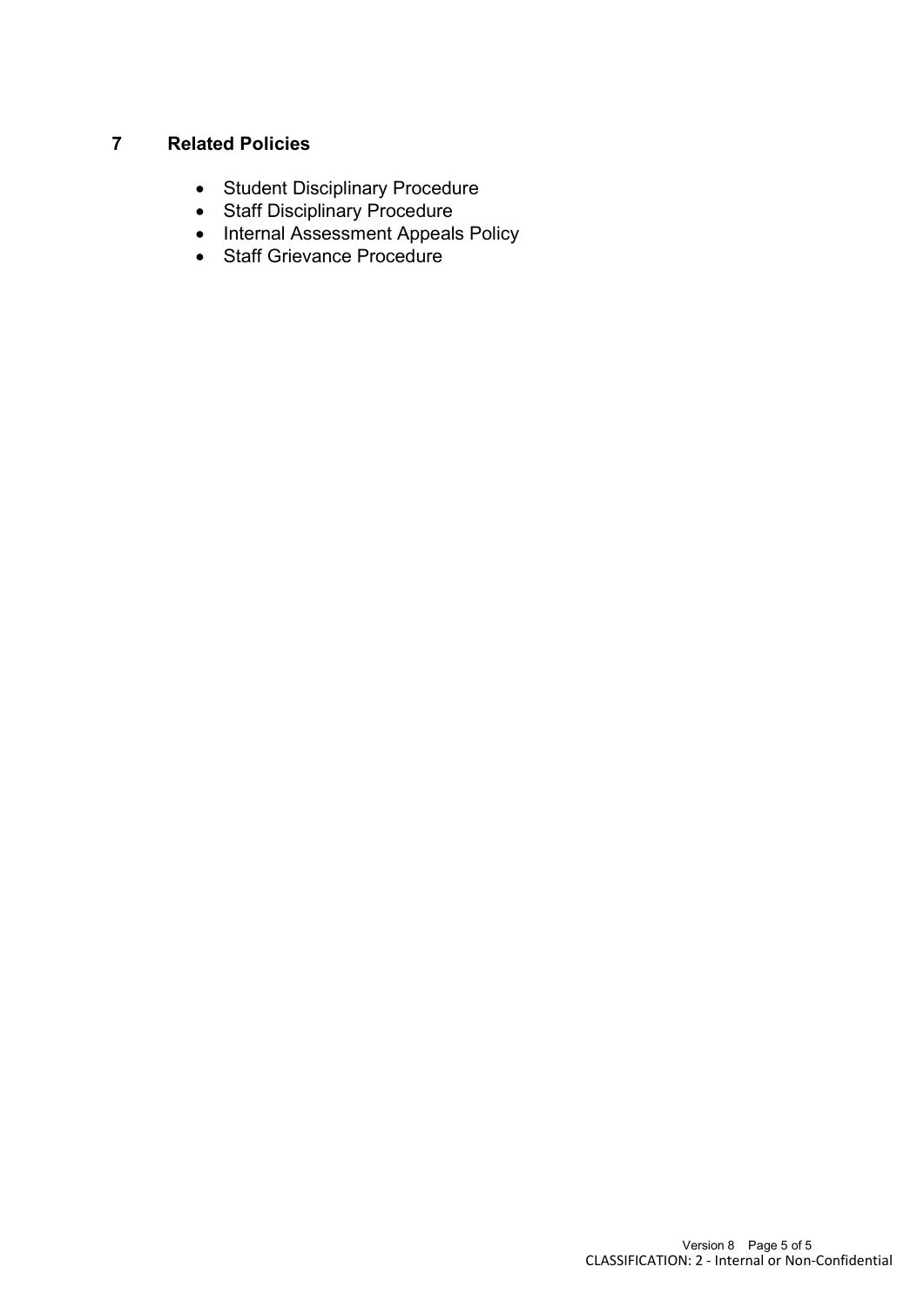## 7 Related Policies

- Student Disciplinary Procedure
- Staff Disciplinary Procedure
- Internal Assessment Appeals Policy
- Staff Grievance Procedure